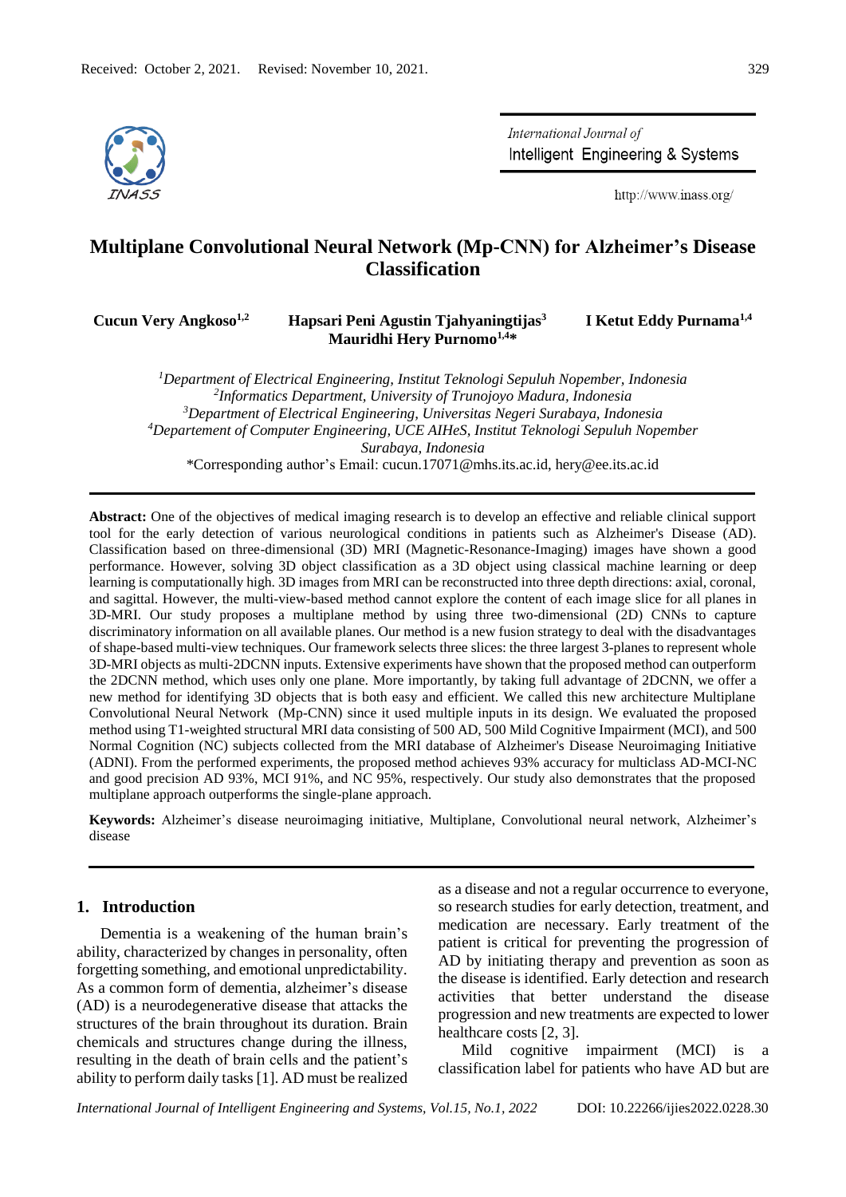Received: October 2, 2021. Revised: November 10, 2021.

# Multiplane Convolutional Neural Network (Mp-CNN) for Alzheimer's Disease Classification

**Cucun Very Angkoso**[1,2] **Hapsari Peni Agustin Tjahyaningtijas**[3] **I Ketut Eddy Purnama**[1,4] **Mauridhi Hery Purnomo**[1,4]*

[1] *Department of Electrical Engineering, Institut Teknologi Sepuluh Nopember, Indonesia*
[2] *Informatics Department, University of Trunojoyo Madura, Indonesia*
[3] *Department of Electrical Engineering, Universitas Negeri Surabaya, Indonesia*
[4] *Departement of Computer Engineering, UCE AIHeS, Institut Teknologi Sepuluh Nopember Surabaya, Indonesia*
*Corresponding author's Email: cucun.17071@mhs.its.ac.id, hery@ee.its.ac.id

**Abstract:** One of the objectives of medical imaging research is to develop an effective and reliable clinical support tool for the early detection of various neurological conditions in patients such as Alzheimer's Disease (AD). Classification based on three-dimensional (3D) MRI (Magnetic-Resonance-Imaging) images have shown a good performance. However, solving 3D object classification as a 3D object using classical machine learning or deep learning is computationally high. 3D images from MRI can be reconstructed into three depth directions: axial, coronal, and sagittal. However, the multi-view-based method cannot explore the content of each image slice for all planes in 3D-MRI. Our study proposes a multiplane method by using three two-dimensional (2D) CNNs to capture discriminatory information on all available planes. Our method is a new fusion strategy to deal with the disadvantages of shape-based multi-view techniques. Our framework selects three slices: the three largest 3-planes to represent whole 3D-MRI objects as multi-2DCNN inputs. Extensive experiments have shown that the proposed method can outperform the 2DCNN method, which uses only one plane. More importantly, by taking full advantage of 2DCNN, we offer a new method for identifying 3D objects that is both easy and efficient. We called this new architecture Multiplane Convolutional Neural Network (Mp-CNN) since it used multiple inputs in its design. We evaluated the proposed method using T1-weighted structural MRI data consisting of 500 AD, 500 Mild Cognitive Impairment (MCI), and 500 Normal Cognition (NC) subjects collected from the MRI database of Alzheimer's Disease Neuroimaging Initiative (ADNI). From the performed experiments, the proposed method achieves 93% accuracy for multiclass AD-MCI-NC and good precision AD 93%, MCI 91%, and NC 95%, respectively. Our study also demonstrates that the proposed multiplane approach outperforms the single-plane approach.

**Keywords:** Alzheimer's disease neuroimaging initiative, Multiplane, Convolutional neural network, Alzheimer's disease

## 1. Introduction

Dementia is a weakening of the human brain's ability, characterized by changes in personality, often forgetting something, and emotional unpredictability. As a common form of dementia, alzheimer's disease (AD) is a neurodegenerative disease that attacks the structures of the brain throughout its duration. Brain chemicals and structures change during the illness, resulting in the death of brain cells and the patient's ability to perform daily tasks [1]. AD must be realized as a disease and not a regular occurrence to everyone, so research studies for early detection, treatment, and medication are necessary. Early treatment of the patient is critical for preventing the progression of AD by initiating therapy and prevention as soon as the disease is identified. Early detection and research activities that better understand the disease progression and new treatments are expected to lower healthcare costs [2, 3].

Mild cognitive impairment (MCI) is a classification label for patients who have AD but are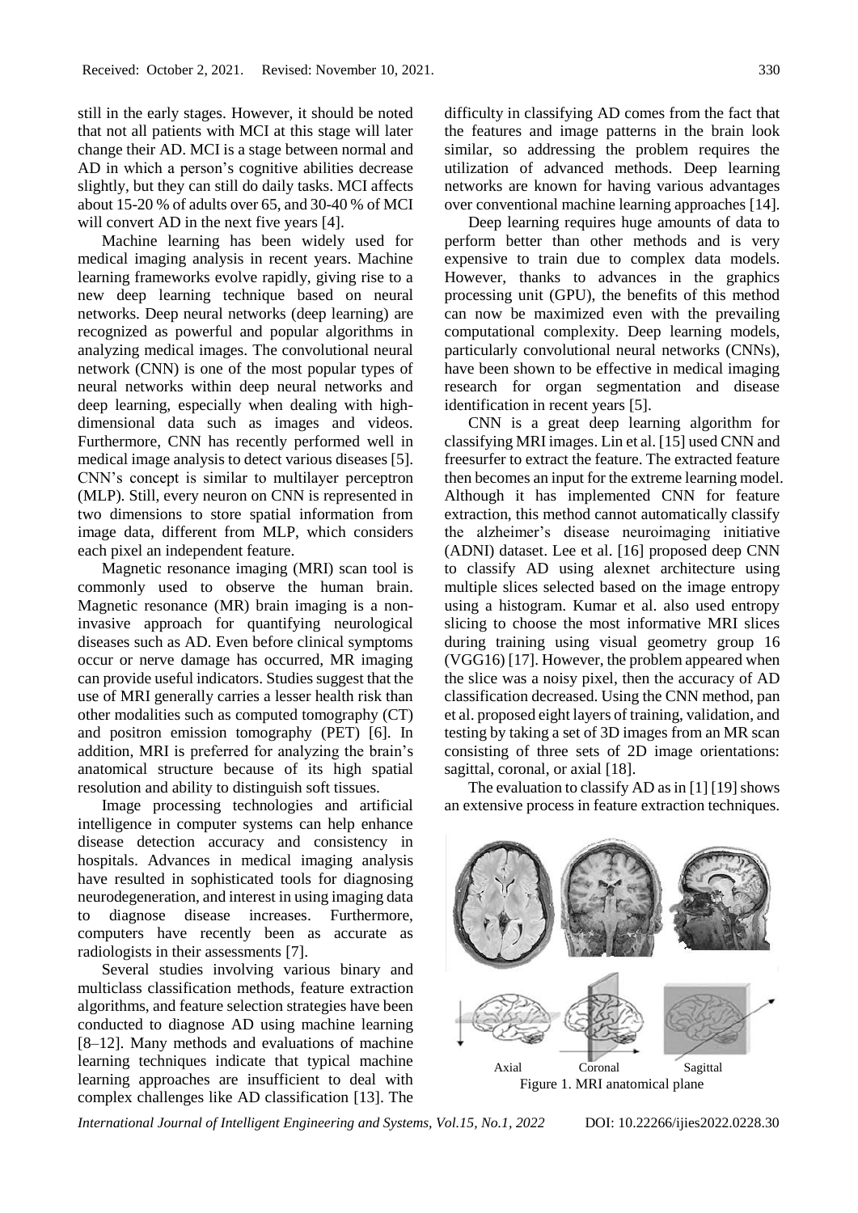still in the early stages. However, it should be noted that not all patients with MCI at this stage will later change their AD. MCI is a stage between normal and AD in which a person's cognitive abilities decrease slightly, but they can still do daily tasks. MCI affects about 15-20 % of adults over 65, and 30-40 % of MCI will convert AD in the next five years [4].

Machine learning has been widely used for medical imaging analysis in recent years. Machine learning frameworks evolve rapidly, giving rise to a new deep learning technique based on neural networks. Deep neural networks (deep learning) are recognized as powerful and popular algorithms in analyzing medical images. The convolutional neural network (CNN) is one of the most popular types of neural networks within deep neural networks and deep learning, especially when dealing with high-dimensional data such as images and videos. Furthermore, CNN has recently performed well in medical image analysis to detect various diseases [5]. CNN's concept is similar to multilayer perceptron (MLP). Still, every neuron on CNN is represented in two dimensions to store spatial information from image data, different from MLP, which considers each pixel an independent feature.

Magnetic resonance imaging (MRI) scan tool is commonly used to observe the human brain. Magnetic resonance (MR) brain imaging is a non-invasive approach for quantifying neurological diseases such as AD. Even before clinical symptoms occur or nerve damage has occurred, MR imaging can provide useful indicators. Studies suggest that the use of MRI generally carries a lesser health risk than other modalities such as computed tomography (CT) and positron emission tomography (PET) [6]. In addition, MRI is preferred for analyzing the brain's anatomical structure because of its high spatial resolution and ability to distinguish soft tissues.

Image processing technologies and artificial intelligence in computer systems can help enhance disease detection accuracy and consistency in hospitals. Advances in medical imaging analysis have resulted in sophisticated tools for diagnosing neurodegeneration, and interest in using imaging data to diagnose disease increases. Furthermore, computers have recently been as accurate as radiologists in their assessments [7].

Several studies involving various binary and multiclass classification methods, feature extraction algorithms, and feature selection strategies have been conducted to diagnose AD using machine learning [8–12]. Many methods and evaluations of machine learning techniques indicate that typical machine learning approaches are insufficient to deal with complex challenges like AD classification [13]. The difficulty in classifying AD comes from the fact that the features and image patterns in the brain look similar, so addressing the problem requires the utilization of advanced methods. Deep learning networks are known for having various advantages over conventional machine learning approaches [14].

Deep learning requires huge amounts of data to perform better than other methods and is very expensive to train due to complex data models. However, thanks to advances in the graphics processing unit (GPU), the benefits of this method can now be maximized even with the prevailing computational complexity. Deep learning models, particularly convolutional neural networks (CNNs), have been shown to be effective in medical imaging research for organ segmentation and disease identification in recent years [5].

CNN is a great deep learning algorithm for classifying MRI images. Lin et al. [15] used CNN and freesurfer to extract the feature. The extracted feature then becomes an input for the extreme learning model. Although it has implemented CNN for feature extraction, this method cannot automatically classify the alzheimer's disease neuroimaging initiative (ADNI) dataset. Lee et al. [16] proposed deep CNN to classify AD using alexnet architecture using multiple slices selected based on the image entropy using a histogram. Kumar et al. also used entropy slicing to choose the most informative MRI slices during training using visual geometry group 16 (VGG16) [17]. However, the problem appeared when the slice was a noisy pixel, then the accuracy of AD classification decreased. Using the CNN method, pan et al. proposed eight layers of training, validation, and testing by taking a set of 3D images from an MR scan consisting of three sets of 2D image orientations: sagittal, coronal, or axial [18].

The evaluation to classify AD as in [1] [19] shows an extensive process in feature extraction techniques.

Axial Coronal Sagittal

Figure 1. MRI anatomical plane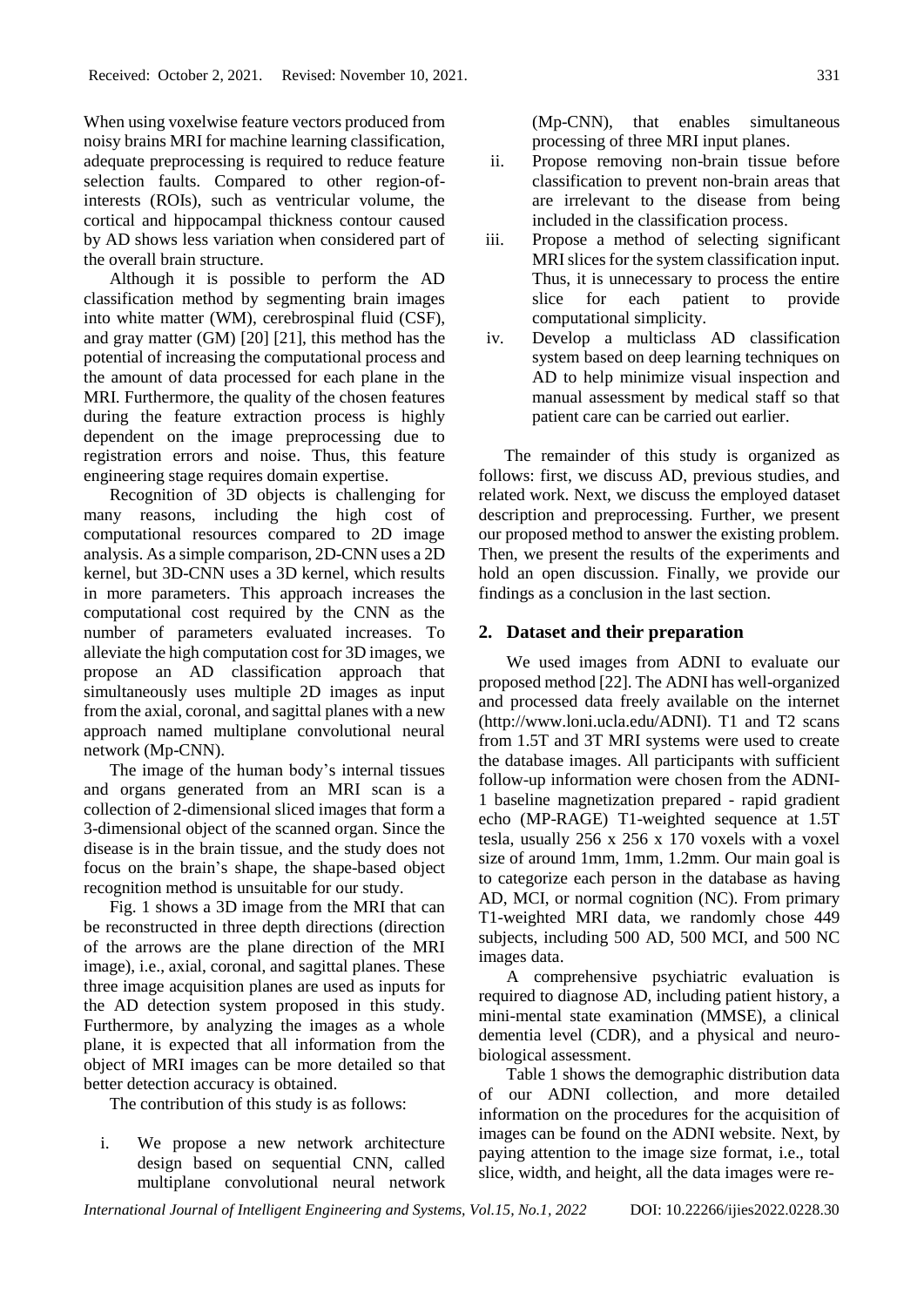When using voxelwise feature vectors produced from noisy brains MRI for machine learning classification, adequate preprocessing is required to reduce feature selection faults. Compared to other region-of-interests (ROIs), such as ventricular volume, the cortical and hippocampal thickness contour caused by AD shows less variation when considered part of the overall brain structure.

Although it is possible to perform the AD classification method by segmenting brain images into white matter (WM), cerebrospinal fluid (CSF), and gray matter (GM) [20] [21], this method has the potential of increasing the computational process and the amount of data processed for each plane in the MRI. Furthermore, the quality of the chosen features during the feature extraction process is highly dependent on the image preprocessing due to registration errors and noise. Thus, this feature engineering stage requires domain expertise.

Recognition of 3D objects is challenging for many reasons, including the high cost of computational resources compared to 2D image analysis. As a simple comparison, 2D-CNN uses a 2D kernel, but 3D-CNN uses a 3D kernel, which results in more parameters. This approach increases the computational cost required by the CNN as the number of parameters evaluated increases. To alleviate the high computation cost for 3D images, we propose an AD classification approach that simultaneously uses multiple 2D images as input from the axial, coronal, and sagittal planes with a new approach named multiplane convolutional neural network (Mp-CNN).

The image of the human body's internal tissues and organs generated from an MRI scan is a collection of 2-dimensional sliced images that form a 3-dimensional object of the scanned organ. Since the disease is in the brain tissue, and the study does not focus on the brain's shape, the shape-based object recognition method is unsuitable for our study.

Fig. 1 shows a 3D image from the MRI that can be reconstructed in three depth directions (direction of the arrows are the plane direction of the MRI image), i.e., axial, coronal, and sagittal planes. These three image acquisition planes are used as inputs for the AD detection system proposed in this study. Furthermore, by analyzing the images as a whole plane, it is expected that all information from the object of MRI images can be more detailed so that better detection accuracy is obtained.

The contribution of this study is as follows:

i. We propose a new network architecture design based on sequential CNN, called multiplane convolutional neural network (Mp-CNN), that enables simultaneous processing of three MRI input planes.
ii. Propose removing non-brain tissue before classification to prevent non-brain areas that are irrelevant to the disease from being included in the classification process.
iii. Propose a method of selecting significant MRI slices for the system classification input. Thus, it is unnecessary to process the entire slice for each patient to provide computational simplicity.
iv. Develop a multiclass AD classification system based on deep learning techniques on AD to help minimize visual inspection and manual assessment by medical staff so that patient care can be carried out earlier.

The remainder of this study is organized as follows: first, we discuss AD, previous studies, and related work. Next, we discuss the employed dataset description and preprocessing. Further, we present our proposed method to answer the existing problem. Then, we present the results of the experiments and hold an open discussion. Finally, we provide our findings as a conclusion in the last section.

## 2. Dataset and their preparation

We used images from ADNI to evaluate our proposed method [22]. The ADNI has well-organized and processed data freely available on the internet (http://www.loni.ucla.edu/ADNI). T1 and T2 scans from 1.5T and 3T MRI systems were used to create the database images. All participants with sufficient follow-up information were chosen from the ADNI-1 baseline magnetization prepared - rapid gradient echo (MP-RAGE) T1-weighted sequence at 1.5T tesla, usually 256 x 256 x 170 voxels with a voxel size of around 1mm, 1mm, 1.2mm. Our main goal is to categorize each person in the database as having AD, MCI, or normal cognition (NC). From primary T1-weighted MRI data, we randomly chose 449 subjects, including 500 AD, 500 MCI, and 500 NC images data.

A comprehensive psychiatric evaluation is required to diagnose AD, including patient history, a mini-mental state examination (MMSE), a clinical dementia level (CDR), and a physical and neuro-biological assessment.

Table 1 shows the demographic distribution data of our ADNI collection, and more detailed information on the procedures for the acquisition of images can be found on the ADNI website. Next, by paying attention to the image size format, i.e., total slice, width, and height, all the data images were re-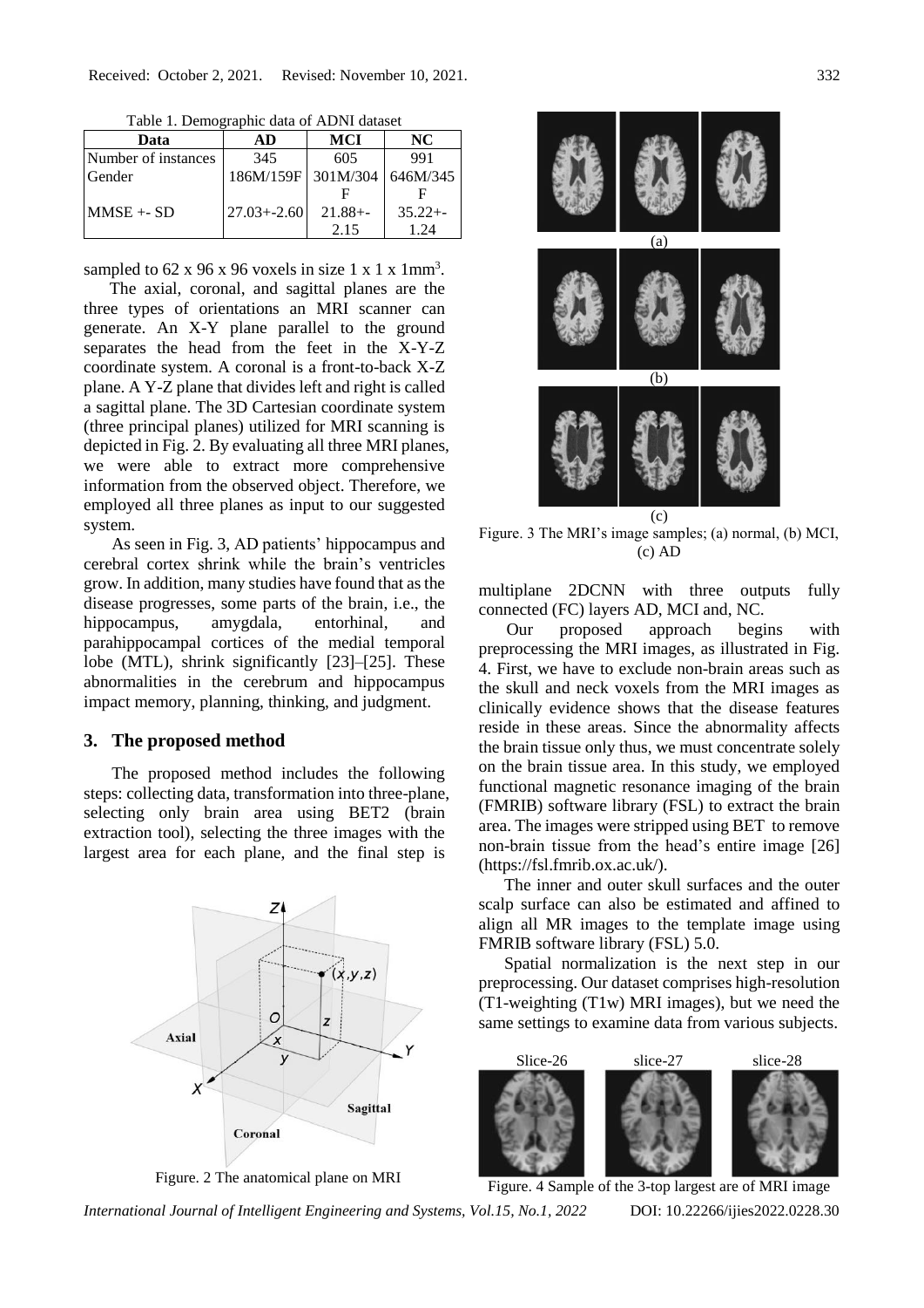Table 1. Demographic data of ADNI dataset

| Data | AD | MCI | NC |
|---|---|---|---|
| Number of instances | 345 | 605 | 991 |
| Gender | 186M/159F | 301M/304 F | 646M/345 F |
| MMSE +- SD | 27.03+-2.60 | 21.88+- 2.15 | 35.22+- 1.24 |

sampled to 62 x 96 x 96 voxels in size 1 x 1 x 1mm$^3$.

The axial, coronal, and sagittal planes are the three types of orientations an MRI scanner can generate. An X-Y plane parallel to the ground separates the head from the feet in the X-Y-Z coordinate system. A coronal is a front-to-back X-Z plane. A Y-Z plane that divides left and right is called a sagittal plane. The 3D Cartesian coordinate system (three principal planes) utilized for MRI scanning is depicted in Fig. 2. By evaluating all three MRI planes, we were able to extract more comprehensive information from the observed object. Therefore, we employed all three planes as input to our suggested system.

As seen in Fig. 3, AD patients' hippocampus and cerebral cortex shrink while the brain's ventricles grow. In addition, many studies have found that as the disease progresses, some parts of the brain, i.e., the hippocampus, amygdala, entorhinal, and parahippocampal cortices of the medial temporal lobe (MTL), shrink significantly [23]–[25]. These abnormalities in the cerebrum and hippocampus impact memory, planning, thinking, and judgment.

## 3. The proposed method

The proposed method includes the following steps: collecting data, transformation into three-plane, selecting only brain area using BET2 (brain extraction tool), selecting the three images with the largest area for each plane, and the final step is multiplane 2DCNN with three outputs fully connected (FC) layers AD, MCI and, NC.

Figure. 2 The anatomical plane on MRI

Figure. 3 The MRI's image samples; (a) normal, (b) MCI, (c) AD

Our proposed approach begins with preprocessing the MRI images, as illustrated in Fig. 4. First, we have to exclude non-brain areas such as the skull and neck voxels from the MRI images as clinically evidence shows that the disease features reside in these areas. Since the abnormality affects the brain tissue only thus, we must concentrate solely on the brain tissue area. In this study, we employed functional magnetic resonance imaging of the brain (FMRIB) software library (FSL) to extract the brain area. The images were stripped using BET to remove non-brain tissue from the head's entire image [26] (https://fsl.fmrib.ox.ac.uk/).

The inner and outer skull surfaces and the outer scalp surface can also be estimated and affined to align all MR images to the template image using FMRIB software library (FSL) 5.0.

Spatial normalization is the next step in our preprocessing. Our dataset comprises high-resolution (T1-weighting (T1w) MRI images), but we need the same settings to examine data from various subjects.

Figure. 4 Sample of the 3-top largest are of MRI image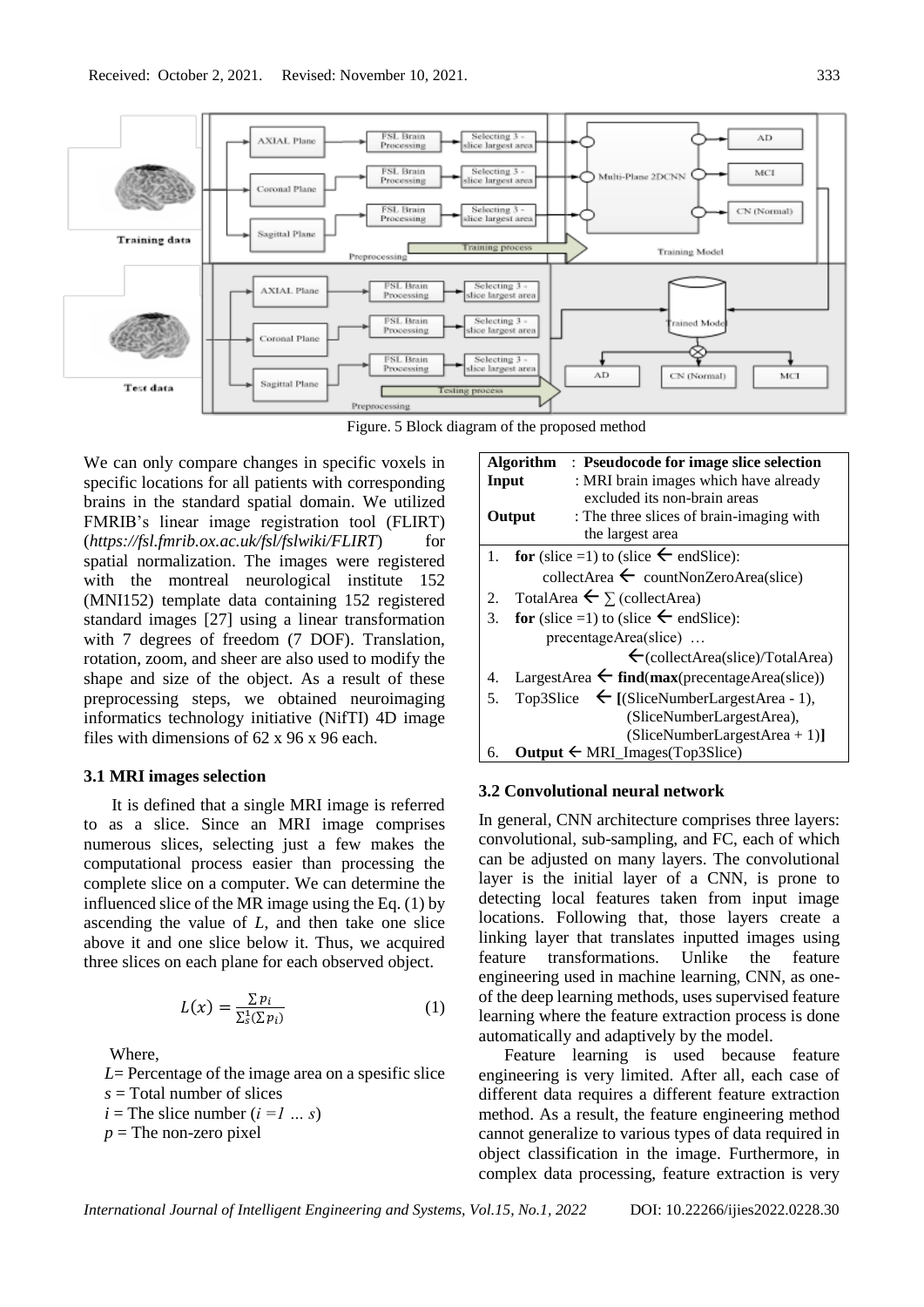Figure. 5 Block diagram of the proposed method

We can only compare changes in specific voxels in specific locations for all patients with corresponding brains in the standard spatial domain. We utilized FMRIB's linear image registration tool (FLIRT) (*https://fsl.fmrib.ox.ac.uk/fsl/fslwiki/FLIRT*) for spatial normalization. The images were registered with the montreal neurological institute 152 (MNI152) template data containing 152 registered standard images [27] using a linear transformation with 7 degrees of freedom (7 DOF). Translation, rotation, zoom, and sheer are also used to modify the shape and size of the object. As a result of these preprocessing steps, we obtained neuroimaging informatics technology initiative (NifTI) 4D image files with dimensions of 62 x 96 x 96 each.

### 3.1 MRI images selection

It is defined that a single MRI image is referred to as a slice. Since an MRI image comprises numerous slices, selecting just a few makes the computational process easier than processing the complete slice on a computer. We can determine the influenced slice of the MR image using the Eq. (1) by ascending the value of $L$, and then take one slice above it and one slice below it. Thus, we acquired three slices on each plane for each observed object.

$$L(x) = \frac{\sum p_i}{\sum_s^1 (\sum p_i)} \tag{1}$$

Where,

$L$= Percentage of the image area on a spesific slice
$s$ = Total number of slices
$i$ = The slice number ($i = 1 \dots s$)
$p$ = The non-zero pixel

**Algorithm** : **Pseudocode for image slice selection**
**Input** : MRI brain images which have already excluded its non-brain areas
**Output** : The three slices of brain-imaging with the largest area

1. **for** (slice =1) to (slice ← endSlice):
   collectArea ← countNonZeroArea(slice)
2. TotalArea ← ∑ (collectArea)
3. **for** (slice =1) to (slice ← endSlice):
   precentageArea(slice) …
   ←(collectArea(slice)/TotalArea)
4. LargestArea ← **find**(**max**(precentageArea(slice))
5. Top3Slice ← **[**(SliceNumberLargestArea - 1), (SliceNumberLargestArea), (SliceNumberLargestArea + 1)**]**
6. **Output** ← MRI_Images(Top3Slice)

### 3.2 Convolutional neural network

In general, CNN architecture comprises three layers: convolutional, sub-sampling, and FC, each of which can be adjusted on many layers. The convolutional layer is the initial layer of a CNN, is prone to detecting local features taken from input image locations. Following that, those layers create a linking layer that translates inputted images using feature transformations. Unlike the feature engineering used in machine learning, CNN, as one-of the deep learning methods, uses supervised feature learning where the feature extraction process is done automatically and adaptively by the model.

Feature learning is used because feature engineering is very limited. After all, each case of different data requires a different feature extraction method. As a result, the feature engineering method cannot generalize to various types of data required in object classification in the image. Furthermore, in complex data processing, feature extraction is very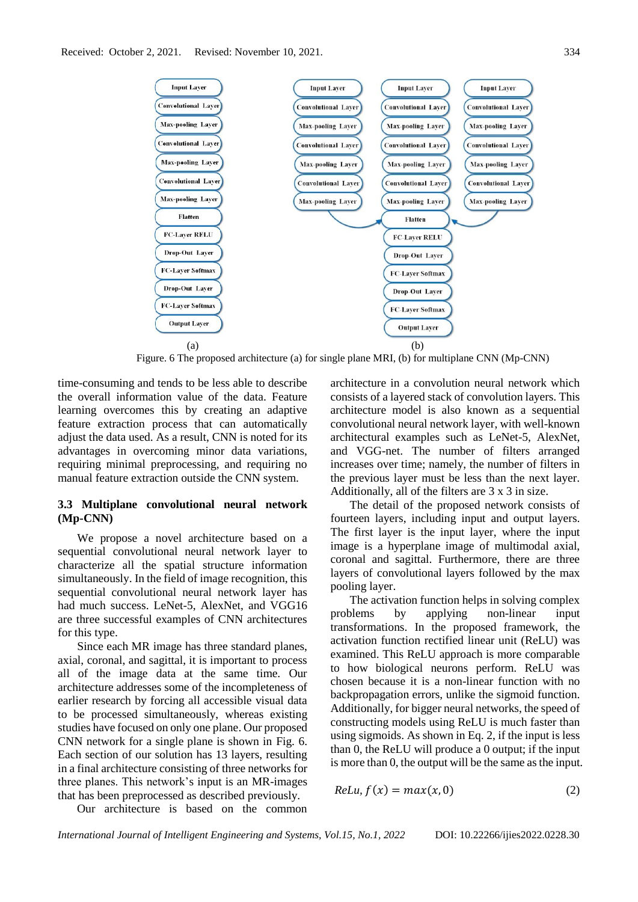Figure. 6 The proposed architecture (a) for single plane MRI, (b) for multiplane CNN (Mp-CNN)

time-consuming and tends to be less able to describe the overall information value of the data. Feature learning overcomes this by creating an adaptive feature extraction process that can automatically adjust the data used. As a result, CNN is noted for its advantages in overcoming minor data variations, requiring minimal preprocessing, and requiring no manual feature extraction outside the CNN system.

### 3.3 Multiplane convolutional neural network (Mp-CNN)

We propose a novel architecture based on a sequential convolutional neural network layer to characterize all the spatial structure information simultaneously. In the field of image recognition, this sequential convolutional neural network layer has had much success. LeNet-5, AlexNet, and VGG16 are three successful examples of CNN architectures for this type.

Since each MR image has three standard planes, axial, coronal, and sagittal, it is important to process all of the image data at the same time. Our architecture addresses some of the incompleteness of earlier research by forcing all accessible visual data to be processed simultaneously, whereas existing studies have focused on only one plane. Our proposed CNN network for a single plane is shown in Fig. 6. Each section of our solution has 13 layers, resulting in a final architecture consisting of three networks for three planes. This network's input is an MR-images that has been preprocessed as described previously.

Our architecture is based on the common architecture in a convolution neural network which consists of a layered stack of convolution layers. This architecture model is also known as a sequential convolutional neural network layer, with well-known architectural examples such as LeNet-5, AlexNet, and VGG-net. The number of filters arranged increases over time; namely, the number of filters in the previous layer must be less than the next layer. Additionally, all of the filters are 3 x 3 in size.

The detail of the proposed network consists of fourteen layers, including input and output layers. The first layer is the input layer, where the input image is a hyperplane image of multimodal axial, coronal and sagittal. Furthermore, there are three layers of convolutional layers followed by the max pooling layer.

The activation function helps in solving complex problems by applying non-linear input transformations. In the proposed framework, the activation function rectified linear unit (ReLU) was examined. This ReLU approach is more comparable to how biological neurons perform. ReLU was chosen because it is a non-linear function with no backpropagation errors, unlike the sigmoid function. Additionally, for bigger neural networks, the speed of constructing models using ReLU is much faster than using sigmoids. As shown in Eq. 2, if the input is less than 0, the ReLU will produce a 0 output; if the input is more than 0, the output will be the same as the input.

$$ReLu, f(x) = max(x, 0) \tag{2}$$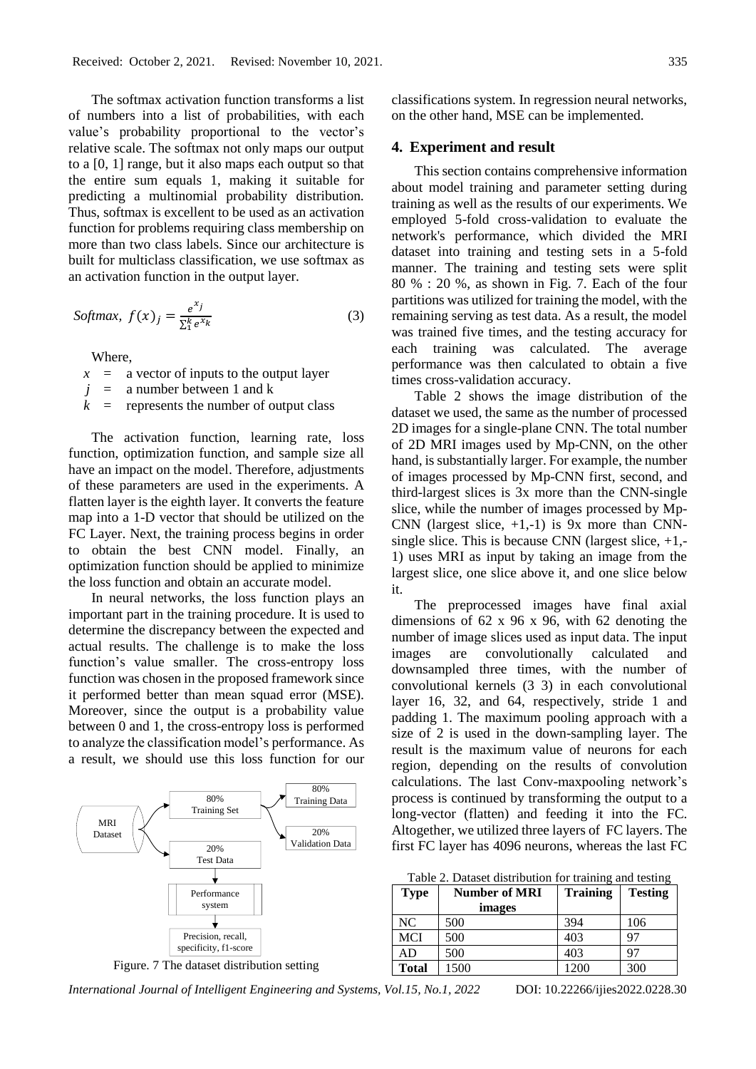The softmax activation function transforms a list of numbers into a list of probabilities, with each value's probability proportional to the vector's relative scale. The softmax not only maps our output to a [0, 1] range, but it also maps each output so that the entire sum equals 1, making it suitable for predicting a multinomial probability distribution. Thus, softmax is excellent to be used as an activation function for problems requiring class membership on more than two class labels. Since our architecture is built for multiclass classification, we use softmax as an activation function in the output layer.

$$Softmax,\ f(x)_j = \frac{e^{x_j}}{\sum_1^k e^{x_k}} \tag{3}$$

Where,

$x$ = a vector of inputs to the output layer
$j$ = a number between 1 and k
$k$ = represents the number of output class

The activation function, learning rate, loss function, optimization function, and sample size all have an impact on the model. Therefore, adjustments of these parameters are used in the experiments. A flatten layer is the eighth layer. It converts the feature map into a 1-D vector that should be utilized on the FC Layer. Next, the training process begins in order to obtain the best CNN model. Finally, an optimization function should be applied to minimize the loss function and obtain an accurate model.

In neural networks, the loss function plays an important part in the training procedure. It is used to determine the discrepancy between the expected and actual results. The challenge is to make the loss function's value smaller. The cross-entropy loss function was chosen in the proposed framework since it performed better than mean squad error (MSE). Moreover, since the output is a probability value between 0 and 1, the cross-entropy loss is performed to analyze the classification model's performance. As a result, we should use this loss function for our classifications system. In regression neural networks, on the other hand, MSE can be implemented.

MRI Dataset → 80% Training Set (→ 80% Training Data, → 20% Validation Data); 20% Test Data → Performance system → Precision, recall, specificity, f1-score

Figure. 7 The dataset distribution setting

## 4. Experiment and result

This section contains comprehensive information about model training and parameter setting during training as well as the results of our experiments. We employed 5-fold cross-validation to evaluate the network's performance, which divided the MRI dataset into training and testing sets in a 5-fold manner. The training and testing sets were split 80 % : 20 %, as shown in Fig. 7. Each of the four partitions was utilized for training the model, with the remaining serving as test data. As a result, the model was trained five times, and the testing accuracy for each training was calculated. The average performance was then calculated to obtain a five times cross-validation accuracy.

Table 2 shows the image distribution of the dataset we used, the same as the number of processed 2D images for a single-plane CNN. The total number of 2D MRI images used by Mp-CNN, on the other hand, is substantially larger. For example, the number of images processed by Mp-CNN first, second, and third-largest slices is 3x more than the CNN-single slice, while the number of images processed by Mp-CNN (largest slice, +1,-1) is 9x more than CNN-single slice. This is because CNN (largest slice, +1,-1) uses MRI as input by taking an image from the largest slice, one slice above it, and one slice below it.

The preprocessed images have final axial dimensions of 62 x 96 x 96, with 62 denoting the number of image slices used as input data. The input images are convolutionally calculated and downsampled three times, with the number of convolutional kernels (3 3) in each convolutional layer 16, 32, and 64, respectively, stride 1 and padding 1. The maximum pooling approach with a size of 2 is used in the down-sampling layer. The result is the maximum value of neurons for each region, depending on the results of convolution calculations. The last Conv-maxpooling network's process is continued by transforming the output to a long-vector (flatten) and feeding it into the FC. Altogether, we utilized three layers of FC layers. The first FC layer has 4096 neurons, whereas the last FC

Table 2. Dataset distribution for training and testing

| Type | Number of MRI images | Training | Testing |
|---|---|---|---|
| NC | 500 | 394 | 106 |
| MCI | 500 | 403 | 97 |
| AD | 500 | 403 | 97 |
| **Total** | 1500 | 1200 | 300 |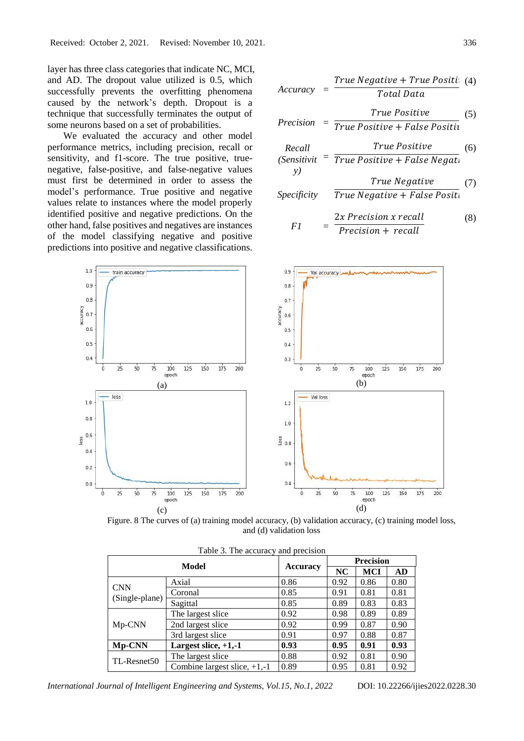layer has three class categories that indicate NC, MCI, and AD. The dropout value utilized is 0.5, which successfully prevents the overfitting phenomena caused by the network's depth. Dropout is a technique that successfully terminates the output of some neurons based on a set of probabilities.

We evaluated the accuracy and other model performance metrics, including precision, recall or sensitivity, and f1-score. The true positive, true-negative, false-positive, and false-negative values must first be determined in order to assess the model's performance. True positive and negative values relate to instances where the model properly identified positive and negative predictions. On the other hand, false positives and negatives are instances of the model classifying negative and positive predictions into positive and negative classifications.

$$Accuracy = \frac{True\ Negative + True\ Positive}{Total\ Data} \quad (4)$$

$$Precision = \frac{True\ Positive}{True\ Positive + False\ Positive} \quad (5)$$

$$Recall\ (Sensitivity) = \frac{True\ Positive}{True\ Positive + False\ Negative} \quad (6)$$

$$Specificity = \frac{True\ Negative}{True\ Negative + False\ Positive} \quad (7)$$

$$F1 = \frac{2x\ Precision\ x\ recall}{Precision + recall} \quad (8)$$

Figure. 8 The curves of (a) training model accuracy, (b) validation accuracy, (c) training model loss, and (d) validation loss

Table 3. The accuracy and precision

| Model | | Accuracy | Precision | | |
|---|---|---|---|---|---|
| | | | NC | MCI | AD |
| CNN (Single-plane) | Axial | 0.86 | 0.92 | 0.86 | 0.80 |
| | Coronal | 0.85 | 0.91 | 0.81 | 0.81 |
| | Sagittal | 0.85 | 0.89 | 0.83 | 0.83 |
| Mp-CNN | The largest slice | 0.92 | 0.98 | 0.89 | 0.89 |
| | 2nd largest slice | 0.92 | 0.99 | 0.87 | 0.90 |
| | 3rd largest slice | 0.91 | 0.97 | 0.88 | 0.87 |
| **Mp-CNN** | **Largest slice, +1,-1** | **0.93** | **0.95** | **0.91** | **0.93** |
| TL-Resnet50 | The largest slice | 0.88 | 0.92 | 0.81 | 0.90 |
| | Combine largest slice, +1,-1 | 0.89 | 0.95 | 0.81 | 0.92 |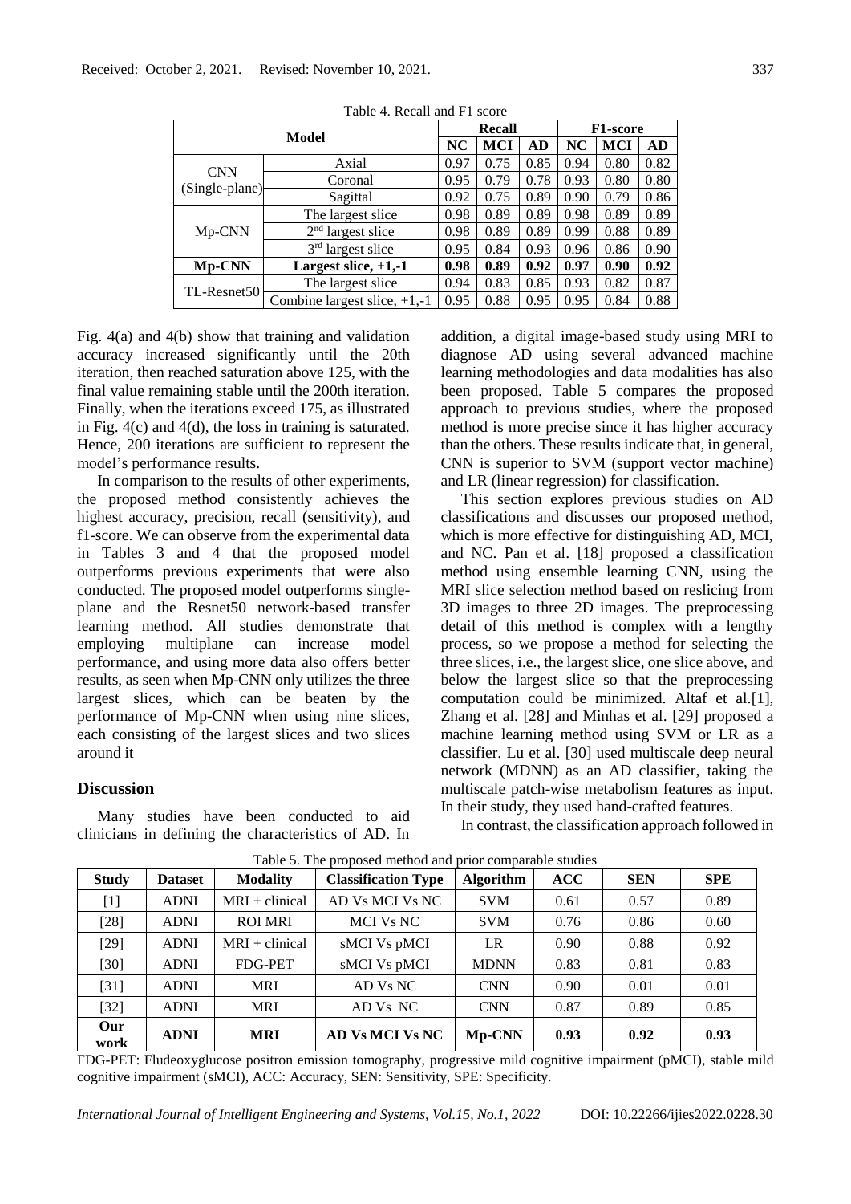Table 4. Recall and F1 score

| Model | | Recall | | | F1-score | | |
|---|---|---|---|---|---|---|---|
| | | NC | MCI | AD | NC | MCI | AD |
| CNN (Single-plane) | Axial | 0.97 | 0.75 | 0.85 | 0.94 | 0.80 | 0.82 |
| | Coronal | 0.95 | 0.79 | 0.78 | 0.93 | 0.80 | 0.80 |
| | Sagittal | 0.92 | 0.75 | 0.89 | 0.90 | 0.79 | 0.86 |
| Mp-CNN | The largest slice | 0.98 | 0.89 | 0.89 | 0.98 | 0.89 | 0.89 |
| | 2nd largest slice | 0.98 | 0.89 | 0.89 | 0.99 | 0.88 | 0.89 |
| | 3rd largest slice | 0.95 | 0.84 | 0.93 | 0.96 | 0.86 | 0.90 |
| **Mp-CNN** | **Largest slice, +1,-1** | **0.98** | **0.89** | **0.92** | **0.97** | **0.90** | **0.92** |
| TL-Resnet50 | The largest slice | 0.94 | 0.83 | 0.85 | 0.93 | 0.82 | 0.87 |
| | Combine largest slice, +1,-1 | 0.95 | 0.88 | 0.95 | 0.95 | 0.84 | 0.88 |

Fig. 4(a) and 4(b) show that training and validation accuracy increased significantly until the 20th iteration, then reached saturation above 125, with the final value remaining stable until the 200th iteration. Finally, when the iterations exceed 175, as illustrated in Fig. 4(c) and 4(d), the loss in training is saturated. Hence, 200 iterations are sufficient to represent the model's performance results.

In comparison to the results of other experiments, the proposed method consistently achieves the highest accuracy, precision, recall (sensitivity), and f1-score. We can observe from the experimental data in Tables 3 and 4 that the proposed model outperforms previous experiments that were also conducted. The proposed model outperforms single-plane and the Resnet50 network-based transfer learning method. All studies demonstrate that employing multiplane can increase model performance, and using more data also offers better results, as seen when Mp-CNN only utilizes the three largest slices, which can be beaten by the performance of Mp-CNN when using nine slices, each consisting of the largest slices and two slices around it

## Discussion

Many studies have been conducted to aid clinicians in defining the characteristics of AD. In addition, a digital image-based study using MRI to diagnose AD using several advanced machine learning methodologies and data modalities has also been proposed. Table 5 compares the proposed approach to previous studies, where the proposed method is more precise since it has higher accuracy than the others. These results indicate that, in general, CNN is superior to SVM (support vector machine) and LR (linear regression) for classification.

This section explores previous studies on AD classifications and discusses our proposed method, which is more effective for distinguishing AD, MCI, and NC. Pan et al. [18] proposed a classification method using ensemble learning CNN, using the MRI slice selection method based on reslicing from 3D images to three 2D images. The preprocessing detail of this method is complex with a lengthy process, so we propose a method for selecting the three slices, i.e., the largest slice, one slice above, and below the largest slice so that the preprocessing computation could be minimized. Altaf et al.[1], Zhang et al. [28] and Minhas et al. [29] proposed a machine learning method using SVM or LR as a classifier. Lu et al. [30] used multiscale deep neural network (MDNN) as an AD classifier, taking the multiscale patch-wise metabolism features as input. In their study, they used hand-crafted features.

In contrast, the classification approach followed in

Table 5. The proposed method and prior comparable studies

| Study | Dataset | Modality | Classification Type | Algorithm | ACC | SEN | SPE |
|---|---|---|---|---|---|---|---|
| [1] | ADNI | MRI + clinical | AD Vs MCI Vs NC | SVM | 0.61 | 0.57 | 0.89 |
| [28] | ADNI | ROI MRI | MCI Vs NC | SVM | 0.76 | 0.86 | 0.60 |
| [29] | ADNI | MRI + clinical | sMCI Vs pMCI | LR | 0.90 | 0.88 | 0.92 |
| [30] | ADNI | FDG-PET | sMCI Vs pMCI | MDNN | 0.83 | 0.81 | 0.83 |
| [31] | ADNI | MRI | AD Vs NC | CNN | 0.90 | 0.01 | 0.01 |
| [32] | ADNI | MRI | AD Vs NC | CNN | 0.87 | 0.89 | 0.85 |
| **Our work** | **ADNI** | **MRI** | **AD Vs MCI Vs NC** | **Mp-CNN** | **0.93** | **0.92** | **0.93** |

FDG-PET: Fludeoxyglucose positron emission tomography, progressive mild cognitive impairment (pMCI), stable mild cognitive impairment (sMCI), ACC: Accuracy, SEN: Sensitivity, SPE: Specificity.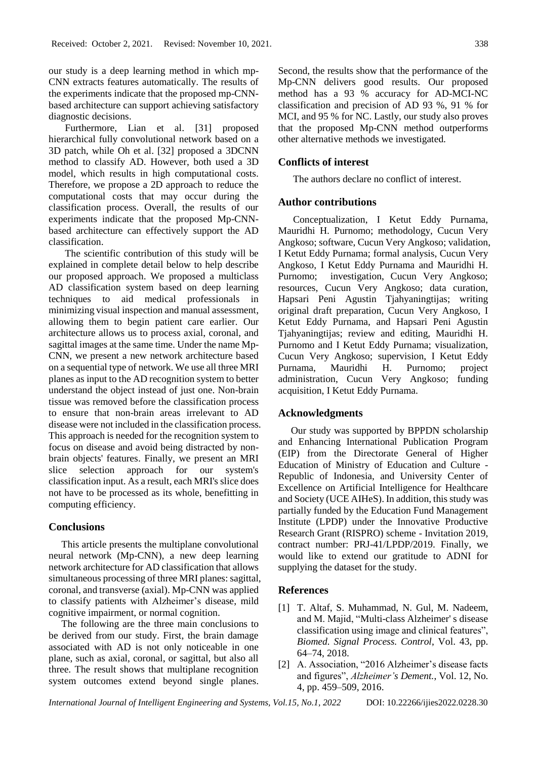our study is a deep learning method in which mp-CNN extracts features automatically. The results of the experiments indicate that the proposed mp-CNN-based architecture can support achieving satisfactory diagnostic decisions.

Furthermore, Lian et al. [31] proposed hierarchical fully convolutional network based on a 3D patch, while Oh et al. [32] proposed a 3DCNN method to classify AD. However, both used a 3D model, which results in high computational costs. Therefore, we propose a 2D approach to reduce the computational costs that may occur during the classification process. Overall, the results of our experiments indicate that the proposed Mp-CNN-based architecture can effectively support the AD classification.

The scientific contribution of this study will be explained in complete detail below to help describe our proposed approach. We proposed a multiclass AD classification system based on deep learning techniques to aid medical professionals in minimizing visual inspection and manual assessment, allowing them to begin patient care earlier. Our architecture allows us to process axial, coronal, and sagittal images at the same time. Under the name Mp-CNN, we present a new network architecture based on a sequential type of network. We use all three MRI planes as input to the AD recognition system to better understand the object instead of just one. Non-brain tissue was removed before the classification process to ensure that non-brain areas irrelevant to AD disease were not included in the classification process. This approach is needed for the recognition system to focus on disease and avoid being distracted by non-brain objects' features. Finally, we present an MRI slice selection approach for our system's classification input. As a result, each MRI's slice does not have to be processed as its whole, benefitting in computing efficiency.

## Conclusions

This article presents the multiplane convolutional neural network (Mp-CNN), a new deep learning network architecture for AD classification that allows simultaneous processing of three MRI planes: sagittal, coronal, and transverse (axial). Mp-CNN was applied to classify patients with Alzheimer's disease, mild cognitive impairment, or normal cognition.

The following are the three main conclusions to be derived from our study. First, the brain damage associated with AD is not only noticeable in one plane, such as axial, coronal, or sagittal, but also all three. The result shows that multiplane recognition system outcomes extend beyond single planes. Second, the results show that the performance of the Mp-CNN delivers good results. Our proposed method has a 93 % accuracy for AD-MCI-NC classification and precision of AD 93 %, 91 % for MCI, and 95 % for NC. Lastly, our study also proves that the proposed Mp-CNN method outperforms other alternative methods we investigated.

## Conflicts of interest

The authors declare no conflict of interest.

## Author contributions

Conceptualization, I Ketut Eddy Purnama, Mauridhi H. Purnomo; methodology, Cucun Very Angkoso; software, Cucun Very Angkoso; validation, I Ketut Eddy Purnama; formal analysis, Cucun Very Angkoso, I Ketut Eddy Purnama and Mauridhi H. Purnomo; investigation, Cucun Very Angkoso; resources, Cucun Very Angkoso; data curation, Hapsari Peni Agustin Tjahyaningtijas; writing original draft preparation, Cucun Very Angkoso, I Ketut Eddy Purnama, and Hapsari Peni Agustin Tjahyaningtijas; review and editing, Mauridhi H. Purnomo and I Ketut Eddy Purnama; visualization, Cucun Very Angkoso; supervision, I Ketut Eddy Purnama, Mauridhi H. Purnomo; project administration, Cucun Very Angkoso; funding acquisition, I Ketut Eddy Purnama.

## Acknowledgments

Our study was supported by BPPDN scholarship and Enhancing International Publication Program (EIP) from the Directorate General of Higher Education of Ministry of Education and Culture - Republic of Indonesia, and University Center of Excellence on Artificial Intelligence for Healthcare and Society (UCE AIHeS). In addition, this study was partially funded by the Education Fund Management Institute (LPDP) under the Innovative Productive Research Grant (RISPRO) scheme - Invitation 2019, contract number: PRJ-41/LPDP/2019. Finally, we would like to extend our gratitude to ADNI for supplying the dataset for the study.

## References

[1] T. Altaf, S. Muhammad, N. Gul, M. Nadeem, and M. Majid, "Multi-class Alzheimer' s disease classification using image and clinical features", *Biomed. Signal Process. Control*, Vol. 43, pp. 64–74, 2018.

[2] A. Association, "2016 Alzheimer's disease facts and figures", *Alzheimer's Dement.*, Vol. 12, No. 4, pp. 459–509, 2016.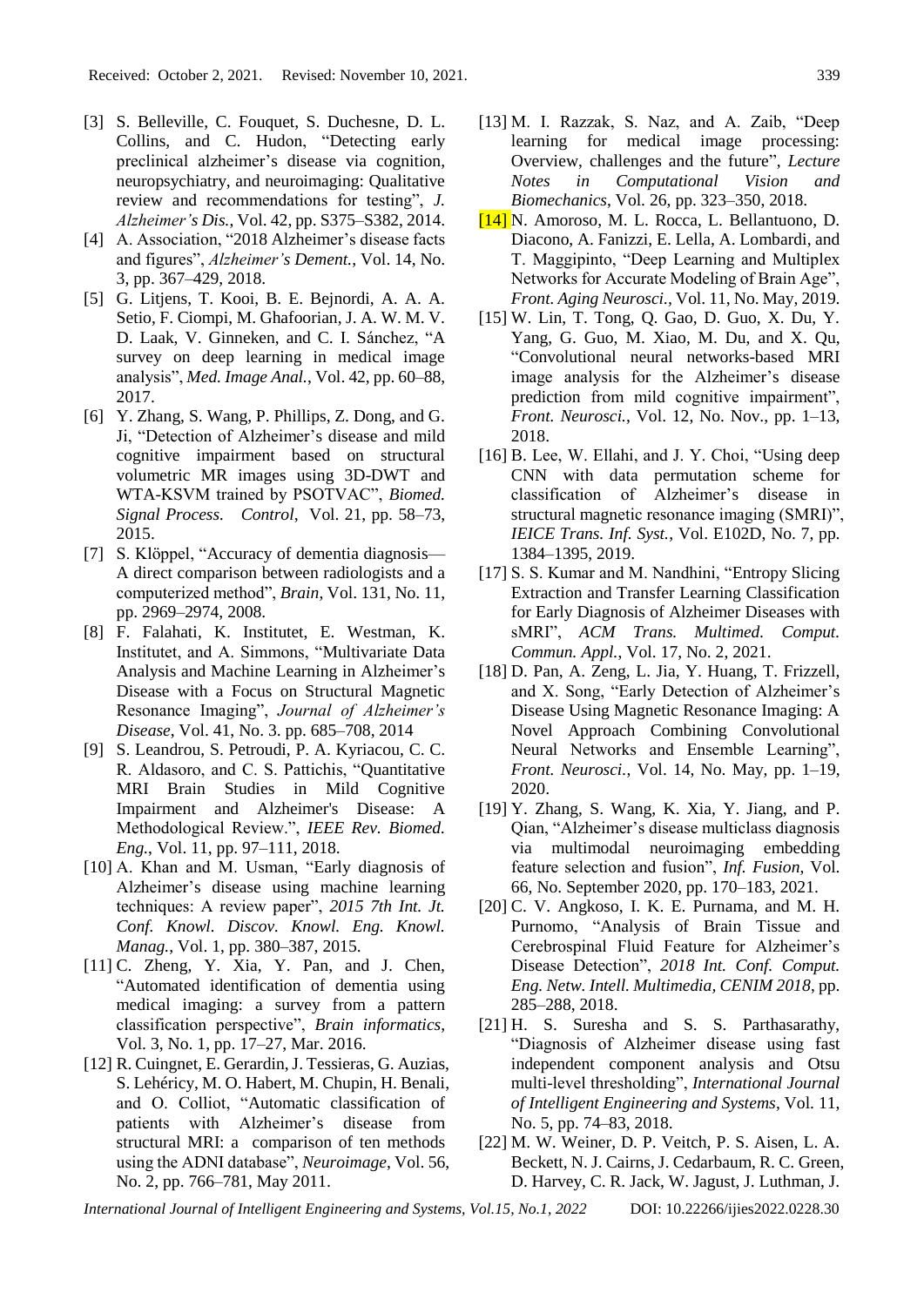[3] S. Belleville, C. Fouquet, S. Duchesne, D. L. Collins, and C. Hudon, "Detecting early preclinical alzheimer's disease via cognition, neuropsychiatry, and neuroimaging: Qualitative review and recommendations for testing", *J. Alzheimer's Dis.*, Vol. 42, pp. S375–S382, 2014.

[4] A. Association, "2018 Alzheimer's disease facts and figures", *Alzheimer's Dement.*, Vol. 14, No. 3, pp. 367–429, 2018.

[5] G. Litjens, T. Kooi, B. E. Bejnordi, A. A. A. Setio, F. Ciompi, M. Ghafoorian, J. A. W. M. V. D. Laak, V. Ginneken, and C. I. Sánchez, "A survey on deep learning in medical image analysis", *Med. Image Anal.*, Vol. 42, pp. 60–88, 2017.

[6] Y. Zhang, S. Wang, P. Phillips, Z. Dong, and G. Ji, "Detection of Alzheimer's disease and mild cognitive impairment based on structural volumetric MR images using 3D-DWT and WTA-KSVM trained by PSOTVAC", *Biomed. Signal Process. Control*, Vol. 21, pp. 58–73, 2015.

[7] S. Klöppel, "Accuracy of dementia diagnosis—A direct comparison between radiologists and a computerized method", *Brain*, Vol. 131, No. 11, pp. 2969–2974, 2008.

[8] F. Falahati, K. Institutet, E. Westman, K. Institutet, and A. Simmons, "Multivariate Data Analysis and Machine Learning in Alzheimer's Disease with a Focus on Structural Magnetic Resonance Imaging", *Journal of Alzheimer's Disease*, Vol. 41, No. 3. pp. 685–708, 2014

[9] S. Leandrou, S. Petroudi, P. A. Kyriacou, C. C. R. Aldasoro, and C. S. Pattichis, "Quantitative MRI Brain Studies in Mild Cognitive Impairment and Alzheimer's Disease: A Methodological Review.", *IEEE Rev. Biomed. Eng.*, Vol. 11, pp. 97–111, 2018.

[10] A. Khan and M. Usman, "Early diagnosis of Alzheimer's disease using machine learning techniques: A review paper", *2015 7th Int. Jt. Conf. Knowl. Discov. Knowl. Eng. Knowl. Manag.*, Vol. 1, pp. 380–387, 2015.

[11] C. Zheng, Y. Xia, Y. Pan, and J. Chen, "Automated identification of dementia using medical imaging: a survey from a pattern classification perspective", *Brain informatics*, Vol. 3, No. 1, pp. 17–27, Mar. 2016.

[12] R. Cuingnet, E. Gerardin, J. Tessieras, G. Auzias, S. Lehéricy, M. O. Habert, M. Chupin, H. Benali, and O. Colliot, "Automatic classification of patients with Alzheimer's disease from structural MRI: a comparison of ten methods using the ADNI database", *Neuroimage*, Vol. 56, No. 2, pp. 766–781, May 2011.

[13] M. I. Razzak, S. Naz, and A. Zaib, "Deep learning for medical image processing: Overview, challenges and the future", *Lecture Notes in Computational Vision and Biomechanics*, Vol. 26, pp. 323–350, 2018.

[14] N. Amoroso, M. L. Rocca, L. Bellantuono, D. Diacono, A. Fanizzi, E. Lella, A. Lombardi, and T. Maggipinto, "Deep Learning and Multiplex Networks for Accurate Modeling of Brain Age", *Front. Aging Neurosci.*, Vol. 11, No. May, 2019.

[15] W. Lin, T. Tong, Q. Gao, D. Guo, X. Du, Y. Yang, G. Guo, M. Xiao, M. Du, and X. Qu, "Convolutional neural networks-based MRI image analysis for the Alzheimer's disease prediction from mild cognitive impairment", *Front. Neurosci.*, Vol. 12, No. Nov., pp. 1–13, 2018.

[16] B. Lee, W. Ellahi, and J. Y. Choi, "Using deep CNN with data permutation scheme for classification of Alzheimer's disease in structural magnetic resonance imaging (SMRI)", *IEICE Trans. Inf. Syst.*, Vol. E102D, No. 7, pp. 1384–1395, 2019.

[17] S. S. Kumar and M. Nandhini, "Entropy Slicing Extraction and Transfer Learning Classification for Early Diagnosis of Alzheimer Diseases with sMRI", *ACM Trans. Multimed. Comput. Commun. Appl.*, Vol. 17, No. 2, 2021.

[18] D. Pan, A. Zeng, L. Jia, Y. Huang, T. Frizzell, and X. Song, "Early Detection of Alzheimer's Disease Using Magnetic Resonance Imaging: A Novel Approach Combining Convolutional Neural Networks and Ensemble Learning", *Front. Neurosci.*, Vol. 14, No. May, pp. 1–19, 2020.

[19] Y. Zhang, S. Wang, K. Xia, Y. Jiang, and P. Qian, "Alzheimer's disease multiclass diagnosis via multimodal neuroimaging embedding feature selection and fusion", *Inf. Fusion*, Vol. 66, No. September 2020, pp. 170–183, 2021.

[20] C. V. Angkoso, I. K. E. Purnama, and M. H. Purnomo, "Analysis of Brain Tissue and Cerebrospinal Fluid Feature for Alzheimer's Disease Detection", *2018 Int. Conf. Comput. Eng. Netw. Intell. Multimedia, CENIM 2018*, pp. 285–288, 2018.

[21] H. S. Suresha and S. S. Parthasarathy, "Diagnosis of Alzheimer disease using fast independent component analysis and Otsu multi-level thresholding", *International Journal of Intelligent Engineering and Systems*, Vol. 11, No. 5, pp. 74–83, 2018.

[22] M. W. Weiner, D. P. Veitch, P. S. Aisen, L. A. Beckett, N. J. Cairns, J. Cedarbaum, R. C. Green, D. Harvey, C. R. Jack, W. Jagust, J. Luthman, J.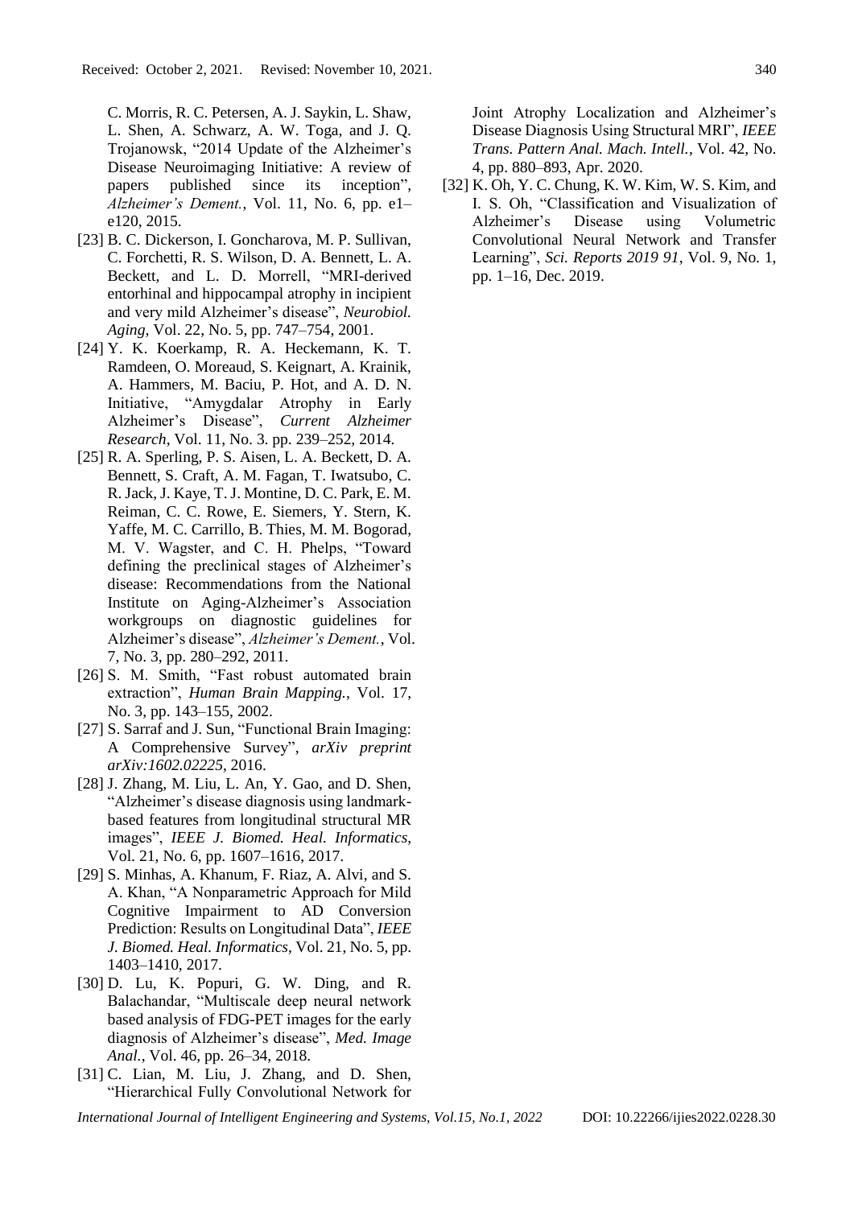C. Morris, R. C. Petersen, A. J. Saykin, L. Shaw, L. Shen, A. Schwarz, A. W. Toga, and J. Q. Trojanowsk, "2014 Update of the Alzheimer's Disease Neuroimaging Initiative: A review of papers published since its inception", *Alzheimer's Dement.*, Vol. 11, No. 6, pp. e1–e120, 2015.

[23] B. C. Dickerson, I. Goncharova, M. P. Sullivan, C. Forchetti, R. S. Wilson, D. A. Bennett, L. A. Beckett, and L. D. Morrell, "MRI-derived entorhinal and hippocampal atrophy in incipient and very mild Alzheimer's disease", *Neurobiol. Aging*, Vol. 22, No. 5, pp. 747–754, 2001.

[24] Y. K. Koerkamp, R. A. Heckemann, K. T. Ramdeen, O. Moreaud, S. Keignart, A. Krainik, A. Hammers, M. Baciu, P. Hot, and A. D. N. Initiative, "Amygdalar Atrophy in Early Alzheimer's Disease", *Current Alzheimer Research*, Vol. 11, No. 3. pp. 239–252, 2014.

[25] R. A. Sperling, P. S. Aisen, L. A. Beckett, D. A. Bennett, S. Craft, A. M. Fagan, T. Iwatsubo, C. R. Jack, J. Kaye, T. J. Montine, D. C. Park, E. M. Reiman, C. C. Rowe, E. Siemers, Y. Stern, K. Yaffe, M. C. Carrillo, B. Thies, M. M. Bogorad, M. V. Wagster, and C. H. Phelps, "Toward defining the preclinical stages of Alzheimer's disease: Recommendations from the National Institute on Aging-Alzheimer's Association workgroups on diagnostic guidelines for Alzheimer's disease", *Alzheimer's Dement.*, Vol. 7, No. 3, pp. 280–292, 2011.

[26] S. M. Smith, "Fast robust automated brain extraction", *Human Brain Mapping.*, Vol. 17, No. 3, pp. 143–155, 2002.

[27] S. Sarraf and J. Sun, "Functional Brain Imaging: A Comprehensive Survey", *arXiv preprint arXiv:1602.02225*, 2016.

[28] J. Zhang, M. Liu, L. An, Y. Gao, and D. Shen, "Alzheimer's disease diagnosis using landmark-based features from longitudinal structural MR images", *IEEE J. Biomed. Heal. Informatics*, Vol. 21, No. 6, pp. 1607–1616, 2017.

[29] S. Minhas, A. Khanum, F. Riaz, A. Alvi, and S. A. Khan, "A Nonparametric Approach for Mild Cognitive Impairment to AD Conversion Prediction: Results on Longitudinal Data", *IEEE J. Biomed. Heal. Informatics*, Vol. 21, No. 5, pp. 1403–1410, 2017.

[30] D. Lu, K. Popuri, G. W. Ding, and R. Balachandar, "Multiscale deep neural network based analysis of FDG-PET images for the early diagnosis of Alzheimer's disease", *Med. Image Anal.*, Vol. 46, pp. 26–34, 2018.

[31] C. Lian, M. Liu, J. Zhang, and D. Shen, "Hierarchical Fully Convolutional Network for Joint Atrophy Localization and Alzheimer's Disease Diagnosis Using Structural MRI", *IEEE Trans. Pattern Anal. Mach. Intell.*, Vol. 42, No. 4, pp. 880–893, Apr. 2020.

[32] K. Oh, Y. C. Chung, K. W. Kim, W. S. Kim, and I. S. Oh, "Classification and Visualization of Alzheimer's Disease using Volumetric Convolutional Neural Network and Transfer Learning", *Sci. Reports 2019 91*, Vol. 9, No. 1, pp. 1–16, Dec. 2019.